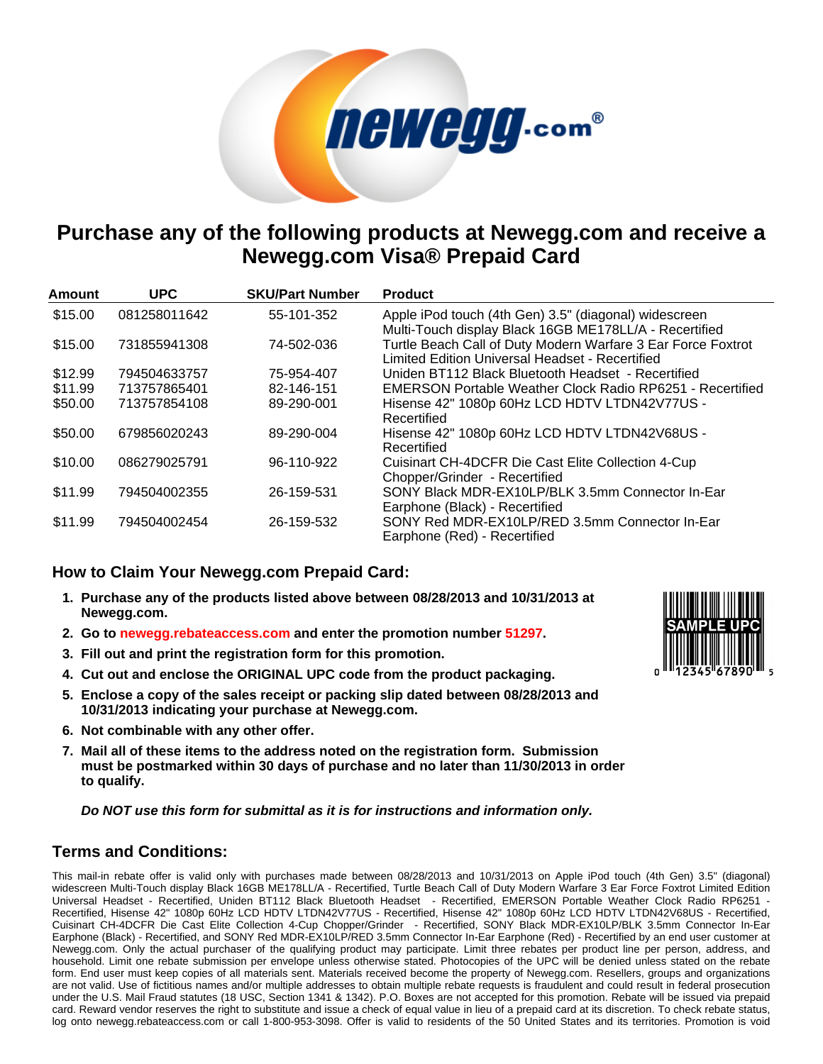# Purchase any of the following products at Newegg.com and receive a Newegg.com Visa® Prepaid Card

| Amount | UPC | SKU/Part Number | Product |
|---|---|---|---|
| $15.00 | 081258011642 | 55-101-352 | Apple iPod touch (4th Gen) 3.5" (diagonal) widescreen Multi-Touch display Black 16GB ME178LL/A - Recertified |
| $15.00 | 731855941308 | 74-502-036 | Turtle Beach Call of Duty Modern Warfare 3 Ear Force Foxtrot Limited Edition Universal Headset - Recertified |
| $12.99 | 794504633757 | 75-954-407 | Uniden BT112 Black Bluetooth Headset - Recertified |
| $11.99 | 713757865401 | 82-146-151 | EMERSON Portable Weather Clock Radio RP6251 - Recertified |
| $50.00 | 713757854108 | 89-290-001 | Hisense 42" 1080p 60Hz LCD HDTV LTDN42V77US - Recertified |
| $50.00 | 679856020243 | 89-290-004 | Hisense 42" 1080p 60Hz LCD HDTV LTDN42V68US - Recertified |
| $10.00 | 086279025791 | 96-110-922 | Cuisinart CH-4DCFR Die Cast Elite Collection 4-Cup Chopper/Grinder - Recertified |
| $11.99 | 794504002355 | 26-159-531 | SONY Black MDR-EX10LP/BLK 3.5mm Connector In-Ear Earphone (Black) - Recertified |
| $11.99 | 794504002454 | 26-159-532 | SONY Red MDR-EX10LP/RED 3.5mm Connector In-Ear Earphone (Red) - Recertified |

## How to Claim Your Newegg.com Prepaid Card:

1. **Purchase any of the products listed above between 08/28/2013 and 10/31/2013 at Newegg.com.**
2. **Go to newegg.rebateaccess.com and enter the promotion number 51297.**
3. **Fill out and print the registration form for this promotion.**
4. **Cut out and enclose the ORIGINAL UPC code from the product packaging.**
5. **Enclose a copy of the sales receipt or packing slip dated between 08/28/2013 and 10/31/2013 indicating your purchase at Newegg.com.**
6. **Not combinable with any other offer.**
7. **Mail all of these items to the address noted on the registration form. Submission must be postmarked within 30 days of purchase and no later than 11/30/2013 in order to qualify.**

SAMPLE UPC

0 12345 67890 5

***Do NOT use this form for submittal as it is for instructions and information only.***

## Terms and Conditions:

This mail-in rebate offer is valid only with purchases made between 08/28/2013 and 10/31/2013 on Apple iPod touch (4th Gen) 3.5" (diagonal) widescreen Multi-Touch display Black 16GB ME178LL/A - Recertified, Turtle Beach Call of Duty Modern Warfare 3 Ear Force Foxtrot Limited Edition Universal Headset - Recertified, Uniden BT112 Black Bluetooth Headset - Recertified, EMERSON Portable Weather Clock Radio RP6251 - Recertified, Hisense 42" 1080p 60Hz LCD HDTV LTDN42V77US - Recertified, Hisense 42" 1080p 60Hz LCD HDTV LTDN42V68US - Recertified, Cuisinart CH-4DCFR Die Cast Elite Collection 4-Cup Chopper/Grinder - Recertified, SONY Black MDR-EX10LP/BLK 3.5mm Connector In-Ear Earphone (Black) - Recertified, and SONY Red MDR-EX10LP/RED 3.5mm Connector In-Ear Earphone (Red) - Recertified by an end user customer at Newegg.com. Only the actual purchaser of the qualifying product may participate. Limit three rebates per product line per person, address, and household. Limit one rebate submission per envelope unless otherwise stated. Photocopies of the UPC will be denied unless stated on the rebate form. End user must keep copies of all materials sent. Materials received become the property of Newegg.com. Resellers, groups and organizations are not valid. Use of fictitious names and/or multiple addresses to obtain multiple rebate requests is fraudulent and could result in federal prosecution under the U.S. Mail Fraud statutes (18 USC, Section 1341 & 1342). P.O. Boxes are not accepted for this promotion. Rebate will be issued via prepaid card. Reward vendor reserves the right to substitute and issue a check of equal value in lieu of a prepaid card at its discretion. To check rebate status, log onto newegg.rebateaccess.com or call 1-800-953-3098. Offer is valid to residents of the 50 United States and its territories. Promotion is void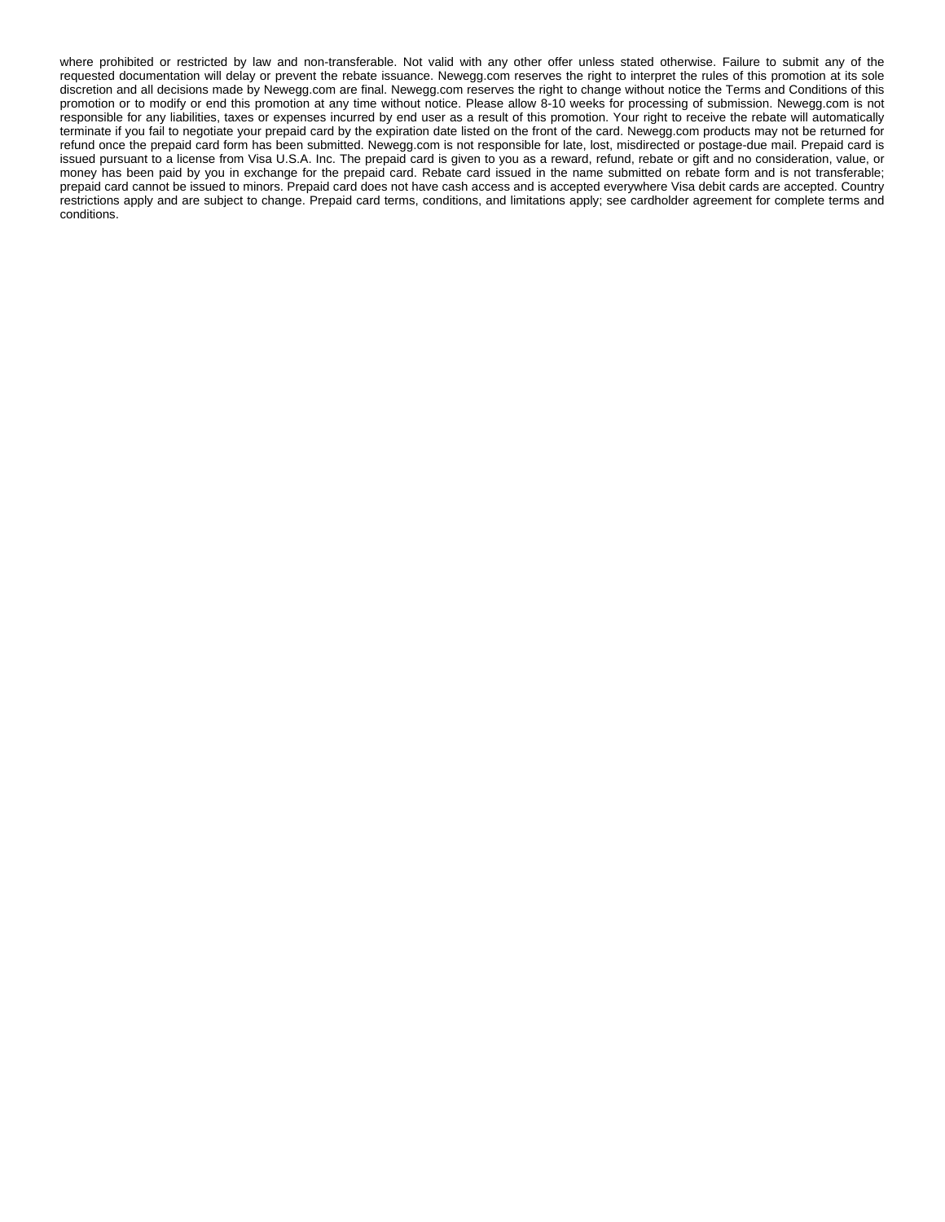where prohibited or restricted by law and non-transferable. Not valid with any other offer unless stated otherwise. Failure to submit any of the requested documentation will delay or prevent the rebate issuance. Newegg.com reserves the right to interpret the rules of this promotion at its sole discretion and all decisions made by Newegg.com are final. Newegg.com reserves the right to change without notice the Terms and Conditions of this promotion or to modify or end this promotion at any time without notice. Please allow 8-10 weeks for processing of submission. Newegg.com is not responsible for any liabilities, taxes or expenses incurred by end user as a result of this promotion. Your right to receive the rebate will automatically terminate if you fail to negotiate your prepaid card by the expiration date listed on the front of the card. Newegg.com products may not be returned for refund once the prepaid card form has been submitted. Newegg.com is not responsible for late, lost, misdirected or postage-due mail. Prepaid card is issued pursuant to a license from Visa U.S.A. Inc. The prepaid card is given to you as a reward, refund, rebate or gift and no consideration, value, or money has been paid by you in exchange for the prepaid card. Rebate card issued in the name submitted on rebate form and is not transferable; prepaid card cannot be issued to minors. Prepaid card does not have cash access and is accepted everywhere Visa debit cards are accepted. Country restrictions apply and are subject to change. Prepaid card terms, conditions, and limitations apply; see cardholder agreement for complete terms and conditions.